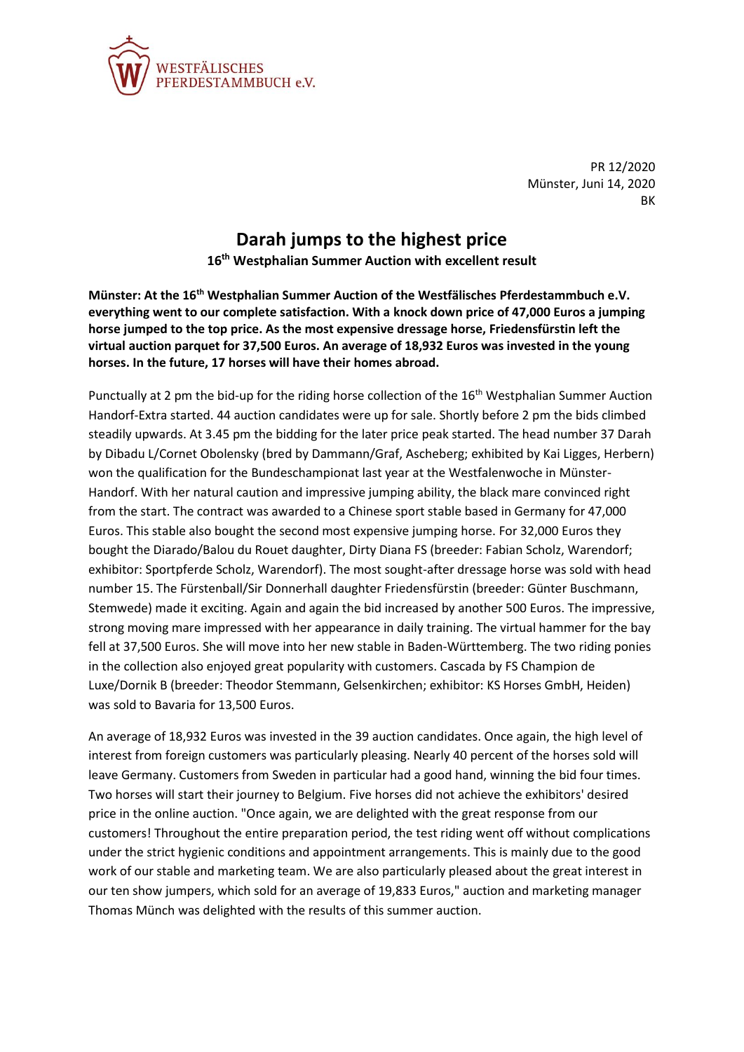WESTFÄLISCHES
PFERDESTAMMBUCH e.V.

PR 12/2020
Münster, Juni 14, 2020
BK

# Darah jumps to the highest price

**16th Westphalian Summer Auction with excellent result**

**Münster: At the 16th Westphalian Summer Auction of the Westfälisches Pferdestammbuch e.V. everything went to our complete satisfaction. With a knock down price of 47,000 Euros a jumping horse jumped to the top price. As the most expensive dressage horse, Friedensfürstin left the virtual auction parquet for 37,500 Euros. An average of 18,932 Euros was invested in the young horses. In the future, 17 horses will have their homes abroad.**

Punctually at 2 pm the bid-up for the riding horse collection of the 16th Westphalian Summer Auction Handorf-Extra started. 44 auction candidates were up for sale. Shortly before 2 pm the bids climbed steadily upwards. At 3.45 pm the bidding for the later price peak started. The head number 37 Darah by Dibadu L/Cornet Obolensky (bred by Dammann/Graf, Ascheberg; exhibited by Kai Ligges, Herbern) won the qualification for the Bundeschampionat last year at the Westfalenwoche in Münster-Handorf. With her natural caution and impressive jumping ability, the black mare convinced right from the start. The contract was awarded to a Chinese sport stable based in Germany for 47,000 Euros. This stable also bought the second most expensive jumping horse. For 32,000 Euros they bought the Diarado/Balou du Rouet daughter, Dirty Diana FS (breeder: Fabian Scholz, Warendorf; exhibitor: Sportpferde Scholz, Warendorf). The most sought-after dressage horse was sold with head number 15. The Fürstenball/Sir Donnerhall daughter Friedensfürstin (breeder: Günter Buschmann, Stemwede) made it exciting. Again and again the bid increased by another 500 Euros. The impressive, strong moving mare impressed with her appearance in daily training. The virtual hammer for the bay fell at 37,500 Euros. She will move into her new stable in Baden-Württemberg. The two riding ponies in the collection also enjoyed great popularity with customers. Cascada by FS Champion de Luxe/Dornik B (breeder: Theodor Stemmann, Gelsenkirchen; exhibitor: KS Horses GmbH, Heiden) was sold to Bavaria for 13,500 Euros.

An average of 18,932 Euros was invested in the 39 auction candidates. Once again, the high level of interest from foreign customers was particularly pleasing. Nearly 40 percent of the horses sold will leave Germany. Customers from Sweden in particular had a good hand, winning the bid four times. Two horses will start their journey to Belgium. Five horses did not achieve the exhibitors' desired price in the online auction. "Once again, we are delighted with the great response from our customers! Throughout the entire preparation period, the test riding went off without complications under the strict hygienic conditions and appointment arrangements. This is mainly due to the good work of our stable and marketing team. We are also particularly pleased about the great interest in our ten show jumpers, which sold for an average of 19,833 Euros," auction and marketing manager Thomas Münch was delighted with the results of this summer auction.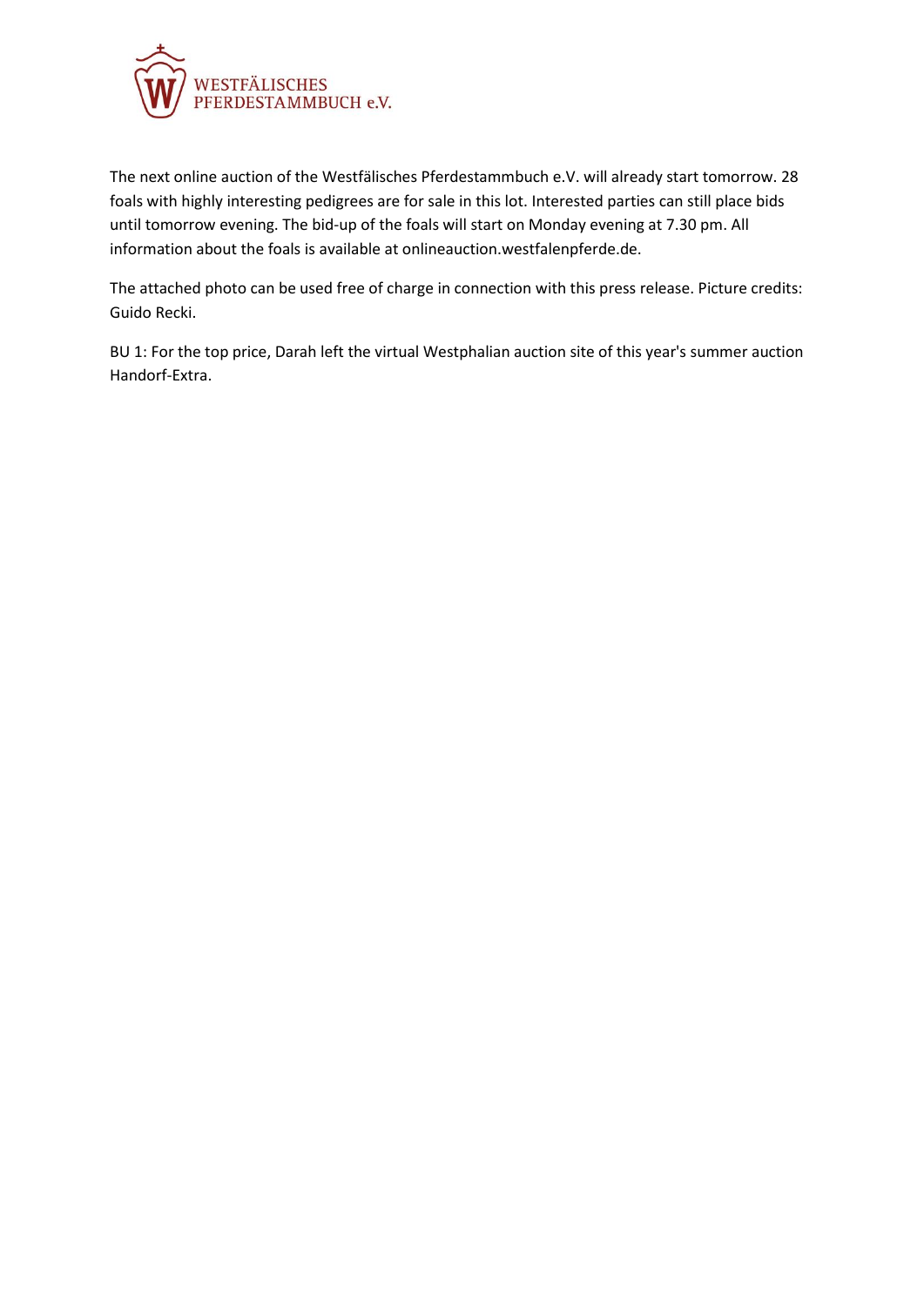WESTFÄLISCHES PFERDESTAMMBUCH e.V.

The next online auction of the Westfälisches Pferdestammbuch e.V. will already start tomorrow. 28 foals with highly interesting pedigrees are for sale in this lot. Interested parties can still place bids until tomorrow evening. The bid-up of the foals will start on Monday evening at 7.30 pm. All information about the foals is available at onlineauction.westfalenpferde.de.

The attached photo can be used free of charge in connection with this press release. Picture credits: Guido Recki.

BU 1: For the top price, Darah left the virtual Westphalian auction site of this year's summer auction Handorf-Extra.